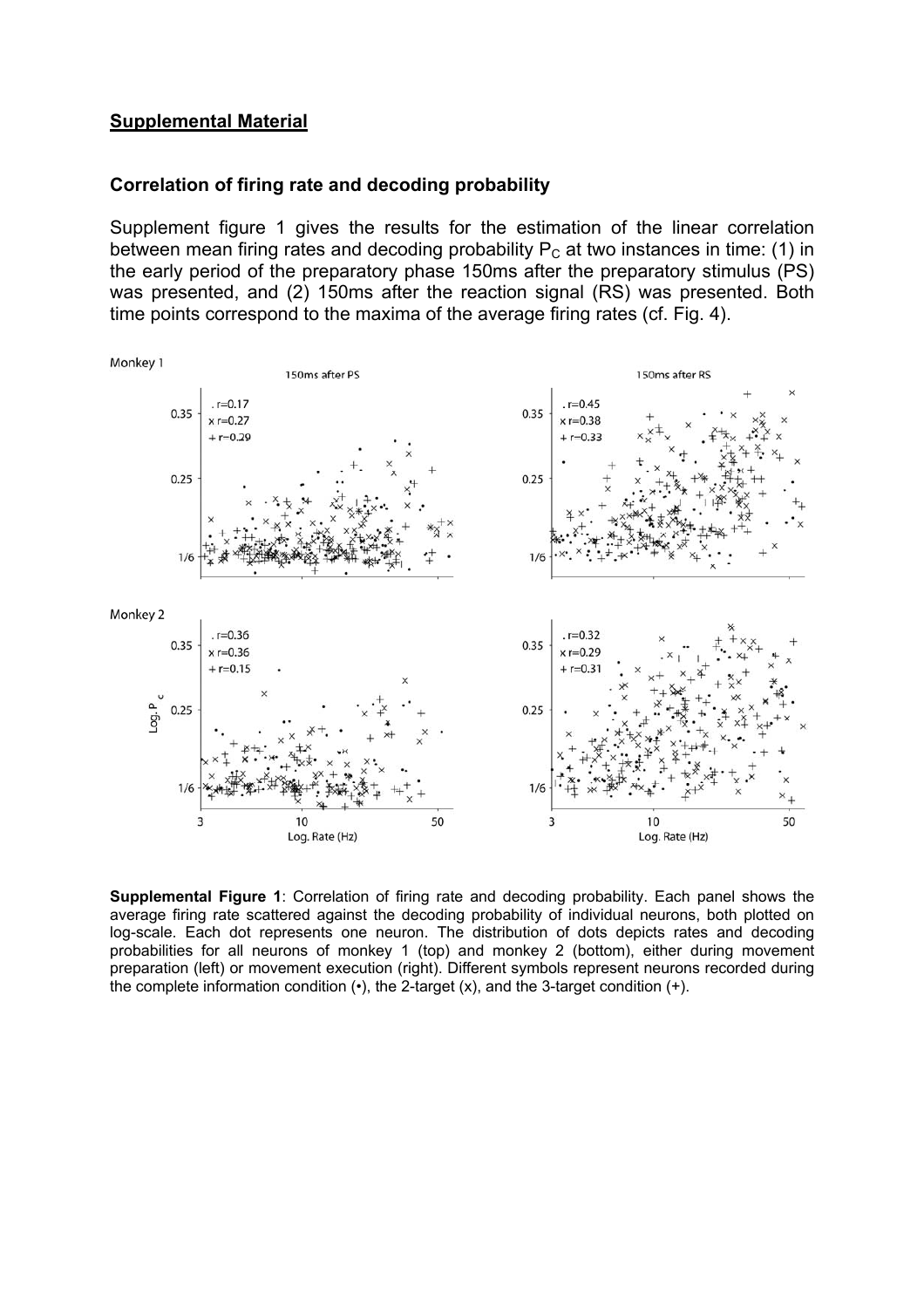## Supplemental Material

### Correlation of firing rate and decoding probability

Supplement figure 1 gives the results for the estimation of the linear correlation between mean firing rates and decoding probability $P_C$ at two instances in time: (1) in the early period of the preparatory phase 150ms after the preparatory stimulus (PS) was presented, and (2) 150ms after the reaction signal (RS) was presented. Both time points correspond to the maxima of the average firing rates (cf. Fig. 4).

**Supplemental Figure 1**: Correlation of firing rate and decoding probability. Each panel shows the average firing rate scattered against the decoding probability of individual neurons, both plotted on log-scale. Each dot represents one neuron. The distribution of dots depicts rates and decoding probabilities for all neurons of monkey 1 (top) and monkey 2 (bottom), either during movement preparation (left) or movement execution (right). Different symbols represent neurons recorded during the complete information condition (•), the 2-target (x), and the 3-target condition (+).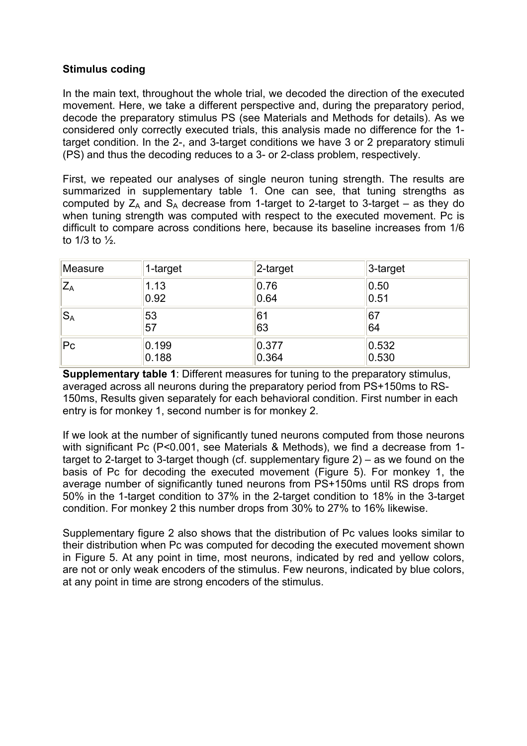**Stimulus coding**

In the main text, throughout the whole trial, we decoded the direction of the executed movement. Here, we take a different perspective and, during the preparatory period, decode the preparatory stimulus PS (see Materials and Methods for details). As we considered only correctly executed trials, this analysis made no difference for the 1-target condition. In the 2-, and 3-target conditions we have 3 or 2 preparatory stimuli (PS) and thus the decoding reduces to a 3- or 2-class problem, respectively.

First, we repeated our analyses of single neuron tuning strength. The results are summarized in supplementary table 1. One can see, that tuning strengths as computed by $Z_A$ and $S_A$ decrease from 1-target to 2-target to 3-target – as they do when tuning strength was computed with respect to the executed movement. Pc is difficult to compare across conditions here, because its baseline increases from 1/6 to 1/3 to ½.

| Measure | 1-target | 2-target | 3-target |
|---|---|---|---|
| $Z_A$ | 1.13<br>0.92 | 0.76<br>0.64 | 0.50<br>0.51 |
| $S_A$ | 53<br>57 | 61<br>63 | 67<br>64 |
| Pc | 0.199<br>0.188 | 0.377<br>0.364 | 0.532<br>0.530 |

**Supplementary table 1**: Different measures for tuning to the preparatory stimulus, averaged across all neurons during the preparatory period from PS+150ms to RS-150ms, Results given separately for each behavioral condition. First number in each entry is for monkey 1, second number is for monkey 2.

If we look at the number of significantly tuned neurons computed from those neurons with significant Pc (P<0.001, see Materials & Methods), we find a decrease from 1-target to 2-target to 3-target though (cf. supplementary figure 2) – as we found on the basis of Pc for decoding the executed movement (Figure 5). For monkey 1, the average number of significantly tuned neurons from PS+150ms until RS drops from 50% in the 1-target condition to 37% in the 2-target condition to 18% in the 3-target condition. For monkey 2 this number drops from 30% to 27% to 16% likewise.

Supplementary figure 2 also shows that the distribution of Pc values looks similar to their distribution when Pc was computed for decoding the executed movement shown in Figure 5. At any point in time, most neurons, indicated by red and yellow colors, are not or only weak encoders of the stimulus. Few neurons, indicated by blue colors, at any point in time are strong encoders of the stimulus.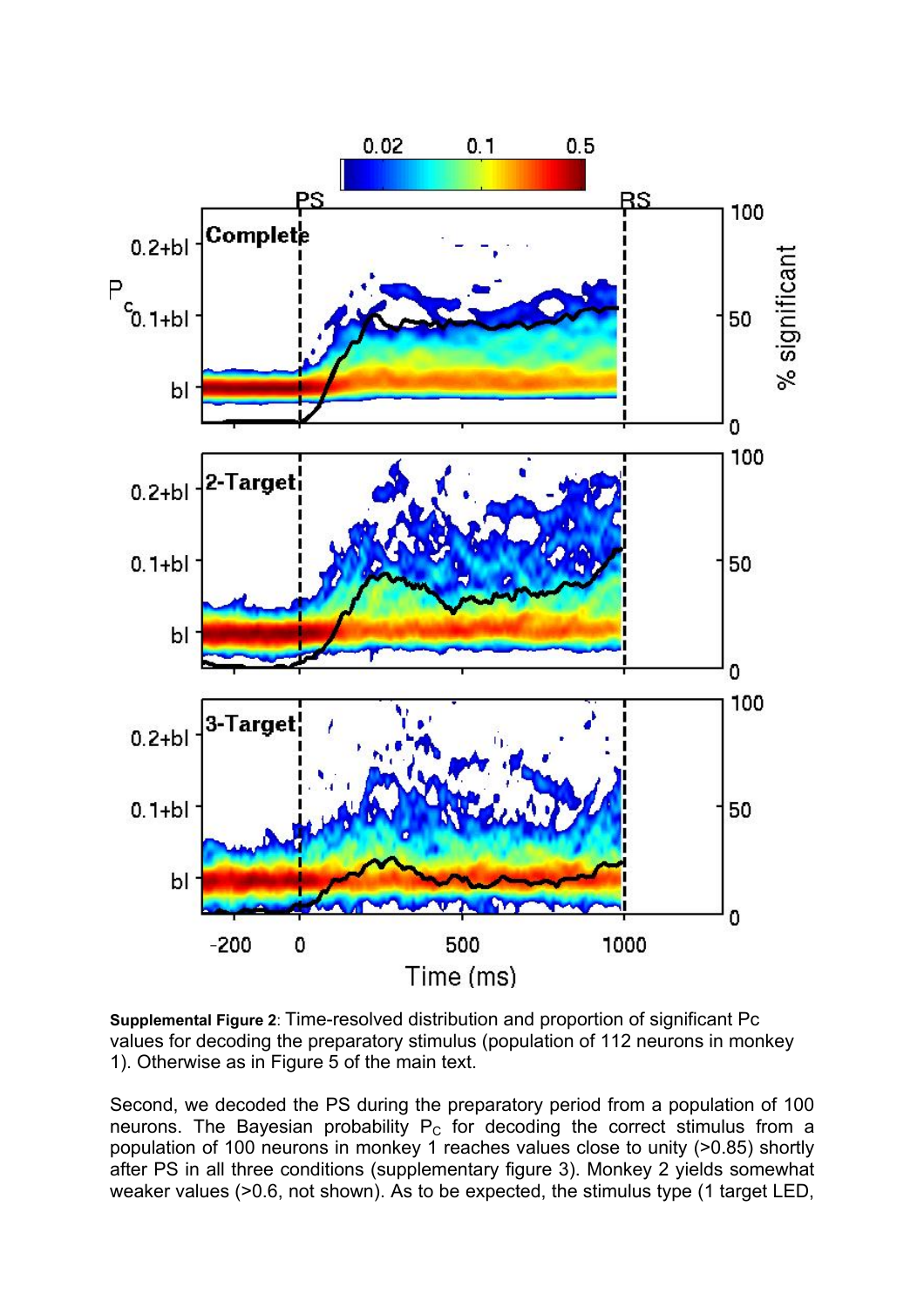**Supplemental Figure 2**: Time-resolved distribution and proportion of significant Pc values for decoding the preparatory stimulus (population of 112 neurons in monkey 1). Otherwise as in Figure 5 of the main text.

Second, we decoded the PS during the preparatory period from a population of 100 neurons. The Bayesian probability $P_C$ for decoding the correct stimulus from a population of 100 neurons in monkey 1 reaches values close to unity (>0.85) shortly after PS in all three conditions (supplementary figure 3). Monkey 2 yields somewhat weaker values (>0.6, not shown). As to be expected, the stimulus type (1 target LED,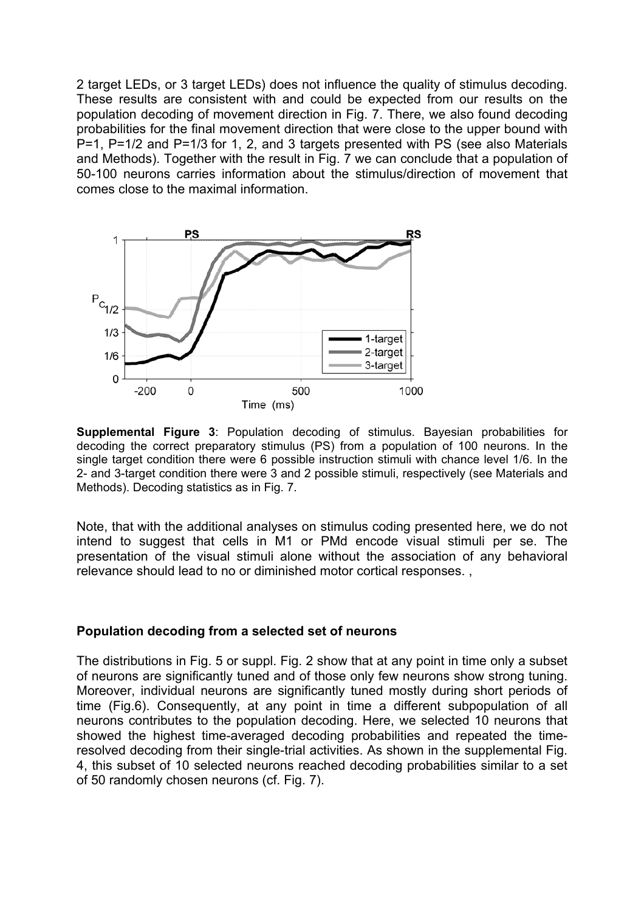2 target LEDs, or 3 target LEDs) does not influence the quality of stimulus decoding. These results are consistent with and could be expected from our results on the population decoding of movement direction in Fig. 7. There, we also found decoding probabilities for the final movement direction that were close to the upper bound with P=1, P=1/2 and P=1/3 for 1, 2, and 3 targets presented with PS (see also Materials and Methods). Together with the result in Fig. 7 we can conclude that a population of 50-100 neurons carries information about the stimulus/direction of movement that comes close to the maximal information.

**Supplemental Figure 3**: Population decoding of stimulus. Bayesian probabilities for decoding the correct preparatory stimulus (PS) from a population of 100 neurons. In the single target condition there were 6 possible instruction stimuli with chance level 1/6. In the 2- and 3-target condition there were 3 and 2 possible stimuli, respectively (see Materials and Methods). Decoding statistics as in Fig. 7.

Note, that with the additional analyses on stimulus coding presented here, we do not intend to suggest that cells in M1 or PMd encode visual stimuli per se. The presentation of the visual stimuli alone without the association of any behavioral relevance should lead to no or diminished motor cortical responses. ,

## Population decoding from a selected set of neurons

The distributions in Fig. 5 or suppl. Fig. 2 show that at any point in time only a subset of neurons are significantly tuned and of those only few neurons show strong tuning. Moreover, individual neurons are significantly tuned mostly during short periods of time (Fig.6). Consequently, at any point in time a different subpopulation of all neurons contributes to the population decoding. Here, we selected 10 neurons that showed the highest time-averaged decoding probabilities and repeated the time-resolved decoding from their single-trial activities. As shown in the supplemental Fig. 4, this subset of 10 selected neurons reached decoding probabilities similar to a set of 50 randomly chosen neurons (cf. Fig. 7).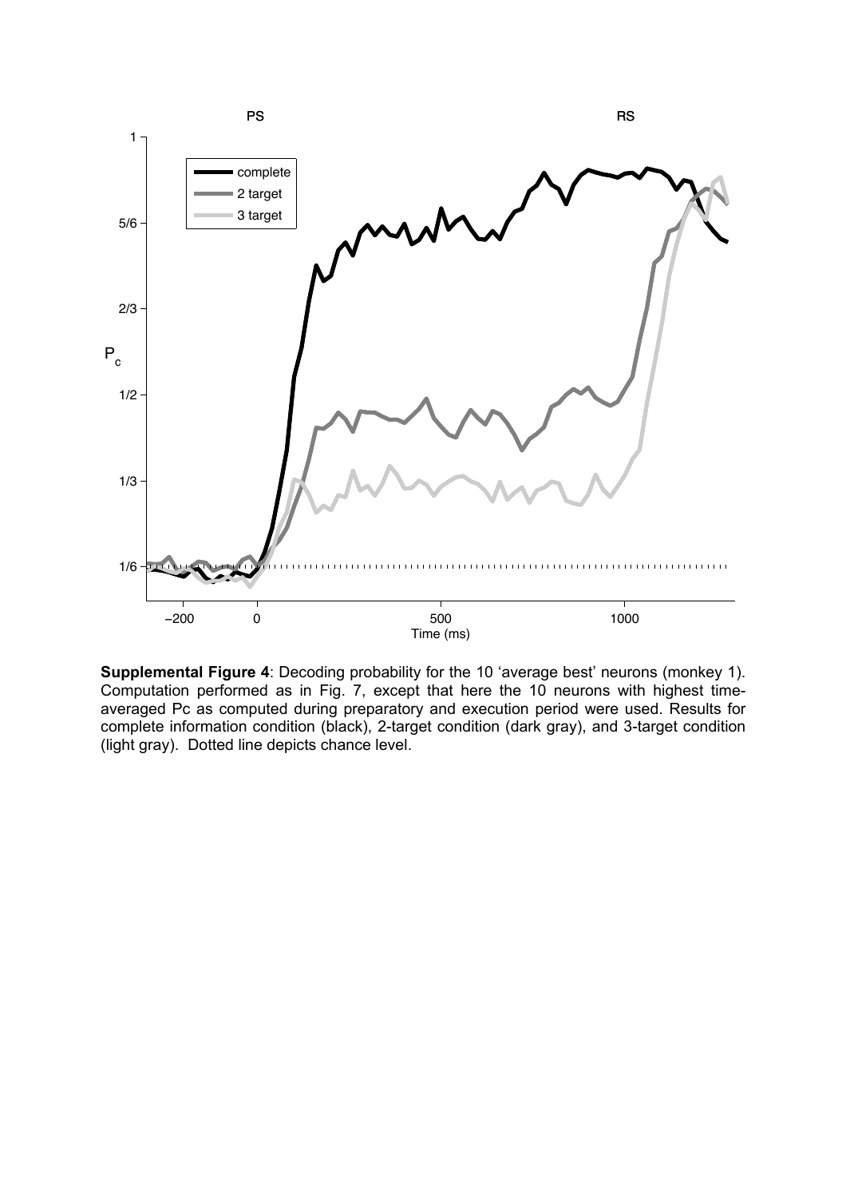**Supplemental Figure 4**: Decoding probability for the 10 'average best' neurons (monkey 1). Computation performed as in Fig. 7, except that here the 10 neurons with highest time-averaged Pc as computed during preparatory and execution period were used. Results for complete information condition (black), 2-target condition (dark gray), and 3-target condition (light gray). Dotted line depicts chance level.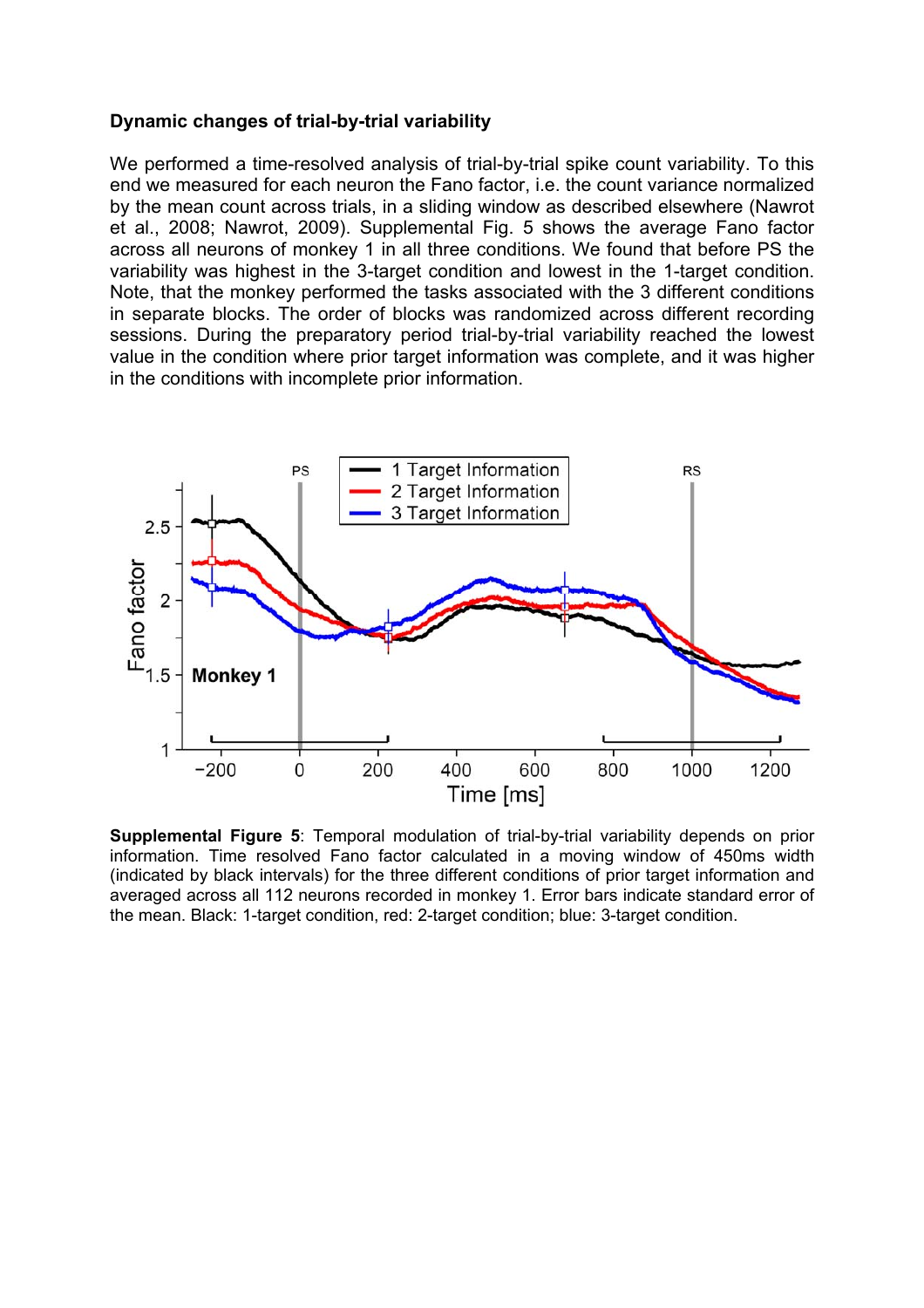**Dynamic changes of trial-by-trial variability**

We performed a time-resolved analysis of trial-by-trial spike count variability. To this end we measured for each neuron the Fano factor, i.e. the count variance normalized by the mean count across trials, in a sliding window as described elsewhere (Nawrot et al., 2008; Nawrot, 2009). Supplemental Fig. 5 shows the average Fano factor across all neurons of monkey 1 in all three conditions. We found that before PS the variability was highest in the 3-target condition and lowest in the 1-target condition. Note, that the monkey performed the tasks associated with the 3 different conditions in separate blocks. The order of blocks was randomized across different recording sessions. During the preparatory period trial-by-trial variability reached the lowest value in the condition where prior target information was complete, and it was higher in the conditions with incomplete prior information.

PS
RS
1 Target Information
2 Target Information
3 Target Information
Fano factor
2.5
2
1.5
1
Monkey 1
−200
0
200
400
600
800
1000
1200
Time [ms]

**Supplemental Figure 5**: Temporal modulation of trial-by-trial variability depends on prior information. Time resolved Fano factor calculated in a moving window of 450ms width (indicated by black intervals) for the three different conditions of prior target information and averaged across all 112 neurons recorded in monkey 1. Error bars indicate standard error of the mean. Black: 1-target condition, red: 2-target condition; blue: 3-target condition.